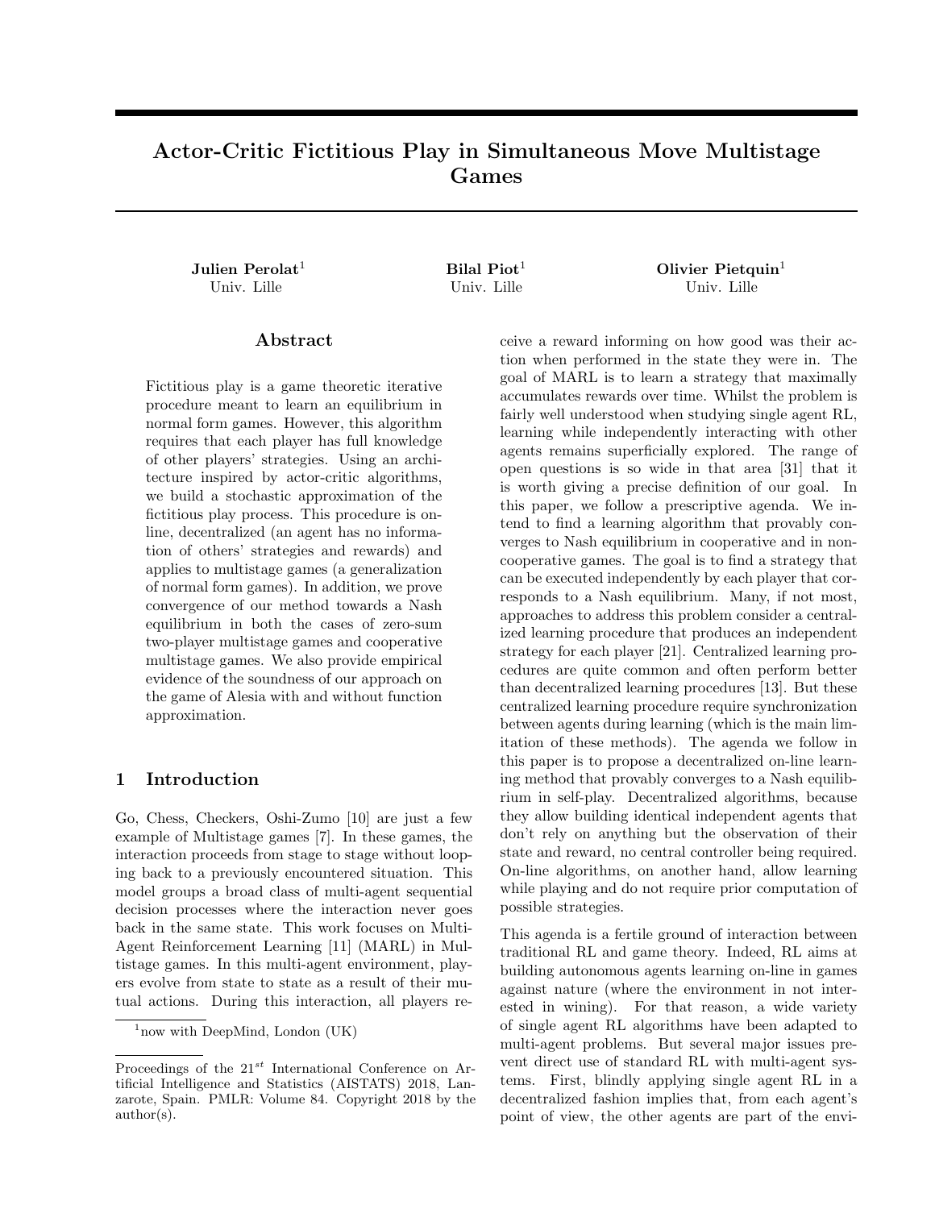# Actor-Critic Fictitious Play in Simultaneous Move Multistage Games

**Julien Perolat**[1]
Univ. Lille

**Bilal Piot**[1]
Univ. Lille

**Olivier Pietquin**[1]
Univ. Lille

## Abstract

Fictitious play is a game theoretic iterative procedure meant to learn an equilibrium in normal form games. However, this algorithm requires that each player has full knowledge of other players' strategies. Using an architecture inspired by actor-critic algorithms, we build a stochastic approximation of the fictitious play process. This procedure is on-line, decentralized (an agent has no information of others' strategies and rewards) and applies to multistage games (a generalization of normal form games). In addition, we prove convergence of our method towards a Nash equilibrium in both the cases of zero-sum two-player multistage games and cooperative multistage games. We also provide empirical evidence of the soundness of our approach on the game of Alesia with and without function approximation.

## 1 Introduction

Go, Chess, Checkers, Oshi-Zumo [10] are just a few example of Multistage games [7]. In these games, the interaction proceeds from stage to stage without looping back to a previously encountered situation. This model groups a broad class of multi-agent sequential decision processes where the interaction never goes back in the same state. This work focuses on Multi-Agent Reinforcement Learning [11] (MARL) in Multistage games. In this multi-agent environment, players evolve from state to state as a result of their mutual actions. During this interaction, all players receive a reward informing on how good was their action when performed in the state they were in. The goal of MARL is to learn a strategy that maximally accumulates rewards over time. Whilst the problem is fairly well understood when studying single agent RL, learning while independently interacting with other agents remains superficially explored. The range of open questions is so wide in that area [31] that it is worth giving a precise definition of our goal. In this paper, we follow a prescriptive agenda. We intend to find a learning algorithm that provably converges to Nash equilibrium in cooperative and in non-cooperative games. The goal is to find a strategy that can be executed independently by each player that corresponds to a Nash equilibrium. Many, if not most, approaches to address this problem consider a centralized learning procedure that produces an independent strategy for each player [21]. Centralized learning procedures are quite common and often perform better than decentralized learning procedures [13]. But these centralized learning procedure require synchronization between agents during learning (which is the main limitation of these methods). The agenda we follow in this paper is to propose a decentralized on-line learning method that provably converges to a Nash equilibrium in self-play. Decentralized algorithms, because they allow building identical independent agents that don't rely on anything but the observation of their state and reward, no central controller being required. On-line algorithms, on another hand, allow learning while playing and do not require prior computation of possible strategies.

This agenda is a fertile ground of interaction between traditional RL and game theory. Indeed, RL aims at building autonomous agents learning on-line in games against nature (where the environment in not interested in wining). For that reason, a wide variety of single agent RL algorithms have been adapted to multi-agent problems. But several major issues prevent direct use of standard RL with multi-agent systems. First, blindly applying single agent RL in a decentralized fashion implies that, from each agent's point of view, the other agents are part of the envi-

[1]now with DeepMind, London (UK)

Proceedings of the 21[st] International Conference on Artificial Intelligence and Statistics (AISTATS) 2018, Lanzarote, Spain. PMLR: Volume 84. Copyright 2018 by the author(s).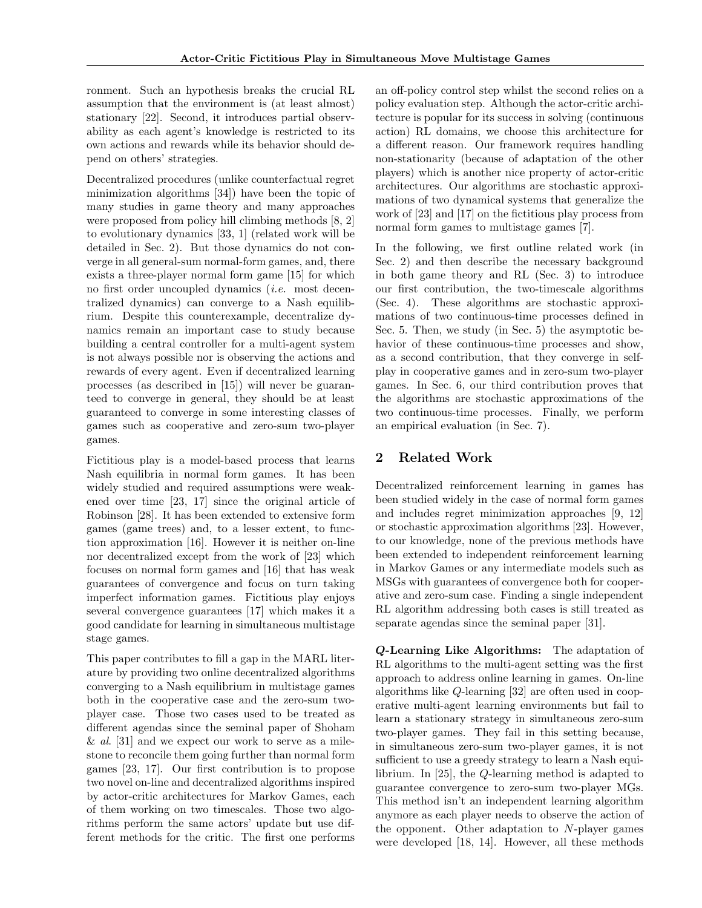ronment. Such an hypothesis breaks the crucial RL assumption that the environment is (at least almost) stationary [22]. Second, it introduces partial observability as each agent's knowledge is restricted to its own actions and rewards while its behavior should depend on others' strategies.

Decentralized procedures (unlike counterfactual regret minimization algorithms [34]) have been the topic of many studies in game theory and many approaches were proposed from policy hill climbing methods [8, 2] to evolutionary dynamics [33, 1] (related work will be detailed in Sec. 2). But those dynamics do not converge in all general-sum normal-form games, and, there exists a three-player normal form game [15] for which no first order uncoupled dynamics (*i.e.* most decentralized dynamics) can converge to a Nash equilibrium. Despite this counterexample, decentralize dynamics remain an important case to study because building a central controller for a multi-agent system is not always possible nor is observing the actions and rewards of every agent. Even if decentralized learning processes (as described in [15]) will never be guaranteed to converge in general, they should be at least guaranteed to converge in some interesting classes of games such as cooperative and zero-sum two-player games.

Fictitious play is a model-based process that learns Nash equilibria in normal form games. It has been widely studied and required assumptions were weakened over time [23, 17] since the original article of Robinson [28]. It has been extended to extensive form games (game trees) and, to a lesser extent, to function approximation [16]. However it is neither on-line nor decentralized except from the work of [23] which focuses on normal form games and [16] that has weak guarantees of convergence and focus on turn taking imperfect information games. Fictitious play enjoys several convergence guarantees [17] which makes it a good candidate for learning in simultaneous multistage stage games.

This paper contributes to fill a gap in the MARL literature by providing two online decentralized algorithms converging to a Nash equilibrium in multistage games both in the cooperative case and the zero-sum two-player case. Those two cases used to be treated as different agendas since the seminal paper of Shoham & *al.* [31] and we expect our work to serve as a milestone to reconcile them going further than normal form games [23, 17]. Our first contribution is to propose two novel on-line and decentralized algorithms inspired by actor-critic architectures for Markov Games, each of them working on two timescales. Those two algorithms perform the same actors' update but use different methods for the critic. The first one performs an off-policy control step whilst the second relies on a policy evaluation step. Although the actor-critic architecture is popular for its success in solving (continuous action) RL domains, we choose this architecture for a different reason. Our framework requires handling non-stationarity (because of adaptation of the other players) which is another nice property of actor-critic architectures. Our algorithms are stochastic approximations of two dynamical systems that generalize the work of [23] and [17] on the fictitious play process from normal form games to multistage games [7].

In the following, we first outline related work (in Sec. 2) and then describe the necessary background in both game theory and RL (Sec. 3) to introduce our first contribution, the two-timescale algorithms (Sec. 4). These algorithms are stochastic approximations of two continuous-time processes defined in Sec. 5. Then, we study (in Sec. 5) the asymptotic behavior of these continuous-time processes and show, as a second contribution, that they converge in self-play in cooperative games and in zero-sum two-player games. In Sec. 6, our third contribution proves that the algorithms are stochastic approximations of the two continuous-time processes. Finally, we perform an empirical evaluation (in Sec. 7).

## 2 Related Work

Decentralized reinforcement learning in games has been studied widely in the case of normal form games and includes regret minimization approaches [9, 12] or stochastic approximation algorithms [23]. However, to our knowledge, none of the previous methods have been extended to independent reinforcement learning in Markov Games or any intermediate models such as MSGs with guarantees of convergence both for cooperative and zero-sum case. Finding a single independent RL algorithm addressing both cases is still treated as separate agendas since the seminal paper [31].

***Q*-Learning Like Algorithms:** The adaptation of RL algorithms to the multi-agent setting was the first approach to address online learning in games. On-line algorithms like $Q$-learning [32] are often used in cooperative multi-agent learning environments but fail to learn a stationary strategy in simultaneous zero-sum two-player games. They fail in this setting because, in simultaneous zero-sum two-player games, it is not sufficient to use a greedy strategy to learn a Nash equilibrium. In [25], the $Q$-learning method is adapted to guarantee convergence to zero-sum two-player MGs. This method isn't an independent learning algorithm anymore as each player needs to observe the action of the opponent. Other adaptation to $N$-player games were developed [18, 14]. However, all these methods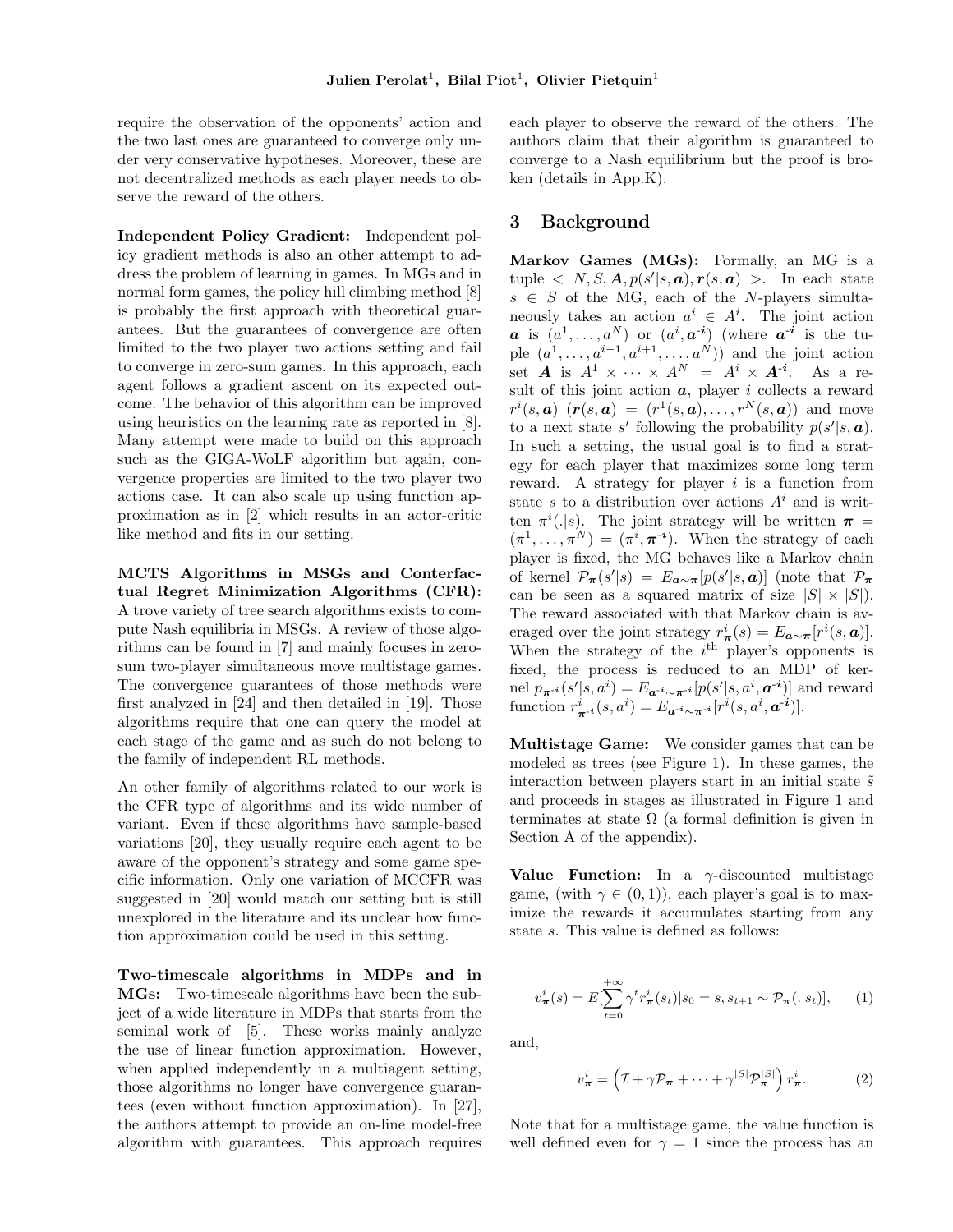require the observation of the opponents' action and the two last ones are guaranteed to converge only under very conservative hypotheses. Moreover, these are not decentralized methods as each player needs to observe the reward of the others.

**Independent Policy Gradient:** Independent policy gradient methods is also an other attempt to address the problem of learning in games. In MGs and in normal form games, the policy hill climbing method [8] is probably the first approach with theoretical guarantees. But the guarantees of convergence are often limited to the two player two actions setting and fail to converge in zero-sum games. In this approach, each agent follows a gradient ascent on its expected outcome. The behavior of this algorithm can be improved using heuristics on the learning rate as reported in [8]. Many attempt were made to build on this approach such as the GIGA-WoLF algorithm but again, convergence properties are limited to the two player two actions case. It can also scale up using function approximation as in [2] which results in an actor-critic like method and fits in our setting.

**MCTS Algorithms in MSGs and Conterfactual Regret Minimization Algorithms (CFR):** A trove variety of tree search algorithms exists to compute Nash equilibria in MSGs. A review of those algorithms can be found in [7] and mainly focuses in zero-sum two-player simultaneous move multistage games. The convergence guarantees of those methods were first analyzed in [24] and then detailed in [19]. Those algorithms require that one can query the model at each stage of the game and as such do not belong to the family of independent RL methods.

An other family of algorithms related to our work is the CFR type of algorithms and its wide number of variant. Even if these algorithms have sample-based variations [20], they usually require each agent to be aware of the opponent's strategy and some game specific information. Only one variation of MCCFR was suggested in [20] would match our setting but is still unexplored in the literature and its unclear how function approximation could be used in this setting.

**Two-timescale algorithms in MDPs and in MGs:** Two-timescale algorithms have been the subject of a wide literature in MDPs that starts from the seminal work of [5]. These works mainly analyze the use of linear function approximation. However, when applied independently in a multiagent setting, those algorithms no longer have convergence guarantees (even without function approximation). In [27], the authors attempt to provide an on-line model-free algorithm with guarantees. This approach requires each player to observe the reward of the others. The authors claim that their algorithm is guaranteed to converge to a Nash equilibrium but the proof is broken (details in App.K).

## 3 Background

**Markov Games (MGs):** Formally, an MG is a tuple $< N, S, \boldsymbol{A}, p(s'|s, \boldsymbol{a}), \boldsymbol{r}(s, \boldsymbol{a}) >$. In each state $s \in S$ of the MG, each of the $N$-players simultaneously takes an action $a^i \in A^i$. The joint action $\boldsymbol{a}$ is $(a^1, \dots, a^N)$ or $(a^i, \boldsymbol{a}^{\text{-}\boldsymbol{i}})$ (where $\boldsymbol{a}^{\text{-}\boldsymbol{i}}$ is the tuple $(a^1, \dots, a^{i-1}, a^{i+1}, \dots, a^N)$) and the joint action set $\boldsymbol{A}$ is $A^1 \times \dots \times A^N = A^i \times \boldsymbol{A}^{\text{-}\boldsymbol{i}}$. As a result of this joint action $\boldsymbol{a}$, player $i$ collects a reward $r^i(s, \boldsymbol{a})$ ($\boldsymbol{r}(s, \boldsymbol{a}) = (r^1(s, \boldsymbol{a}), \dots, r^N(s, \boldsymbol{a}))$ and move to a next state $s'$ following the probability $p(s'|s, \boldsymbol{a})$. In such a setting, the usual goal is to find a strategy for each player that maximizes some long term reward. A strategy for player $i$ is a function from state $s$ to a distribution over actions $A^i$ and is written $\pi^i(.|s)$. The joint strategy will be written $\boldsymbol{\pi} = (\pi^1, \dots, \pi^N) = (\pi^i, \boldsymbol{\pi}^{\text{-}\boldsymbol{i}})$. When the strategy of each player is fixed, the MG behaves like a Markov chain of kernel $\mathcal{P}_{\boldsymbol{\pi}}(s'|s) = E_{\boldsymbol{a} \sim \boldsymbol{\pi}}[p(s'|s, \boldsymbol{a})]$ (note that $\mathcal{P}_{\boldsymbol{\pi}}$ can be seen as a squared matrix of size $|S| \times |S|$). The reward associated with that Markov chain is averaged over the joint strategy $r^i_{\boldsymbol{\pi}}(s) = E_{\boldsymbol{a} \sim \boldsymbol{\pi}}[r^i(s, \boldsymbol{a})]$. When the strategy of the $i^{\text{th}}$ player's opponents is fixed, the process is reduced to an MDP of kernel $p_{\boldsymbol{\pi}^{\text{-}i}}(s'|s, a^i) = E_{\boldsymbol{a}^{\text{-}i} \sim \boldsymbol{\pi}^{\text{-}i}}[p(s'|s, a^i, \boldsymbol{a}^{\text{-}\boldsymbol{i}})]$ and reward function $r^i_{\boldsymbol{\pi}^{\text{-}i}}(s, a^i) = E_{\boldsymbol{a}^{\text{-}i} \sim \boldsymbol{\pi}^{\text{-}i}}[r^i(s, a^i, \boldsymbol{a}^{\text{-}\boldsymbol{i}})]$.

**Multistage Game:** We consider games that can be modeled as trees (see Figure 1). In these games, the interaction between players start in an initial state $\tilde{s}$ and proceeds in stages as illustrated in Figure 1 and terminates at state $\Omega$ (a formal definition is given in Section A of the appendix).

**Value Function:** In a $\gamma$-discounted multistage game, (with $\gamma \in (0, 1)$), each player's goal is to maximize the rewards it accumulates starting from any state $s$. This value is defined as follows:

$$v^i_{\boldsymbol{\pi}}(s) = E[\sum_{t=0}^{+\infty} \gamma^t r^i_{\boldsymbol{\pi}}(s_t) | s_0 = s, s_{t+1} \sim \mathcal{P}_{\boldsymbol{\pi}}(.|s_t)], \quad (1)$$

and,

$$v^i_{\boldsymbol{\pi}} = \left( \mathcal{I} + \gamma \mathcal{P}_{\boldsymbol{\pi}} + \dots + \gamma^{|S|} \mathcal{P}^{|S|}_{\boldsymbol{\pi}} \right) r^i_{\boldsymbol{\pi}}. \quad (2)$$

Note that for a multistage game, the value function is well defined even for $\gamma = 1$ since the process has an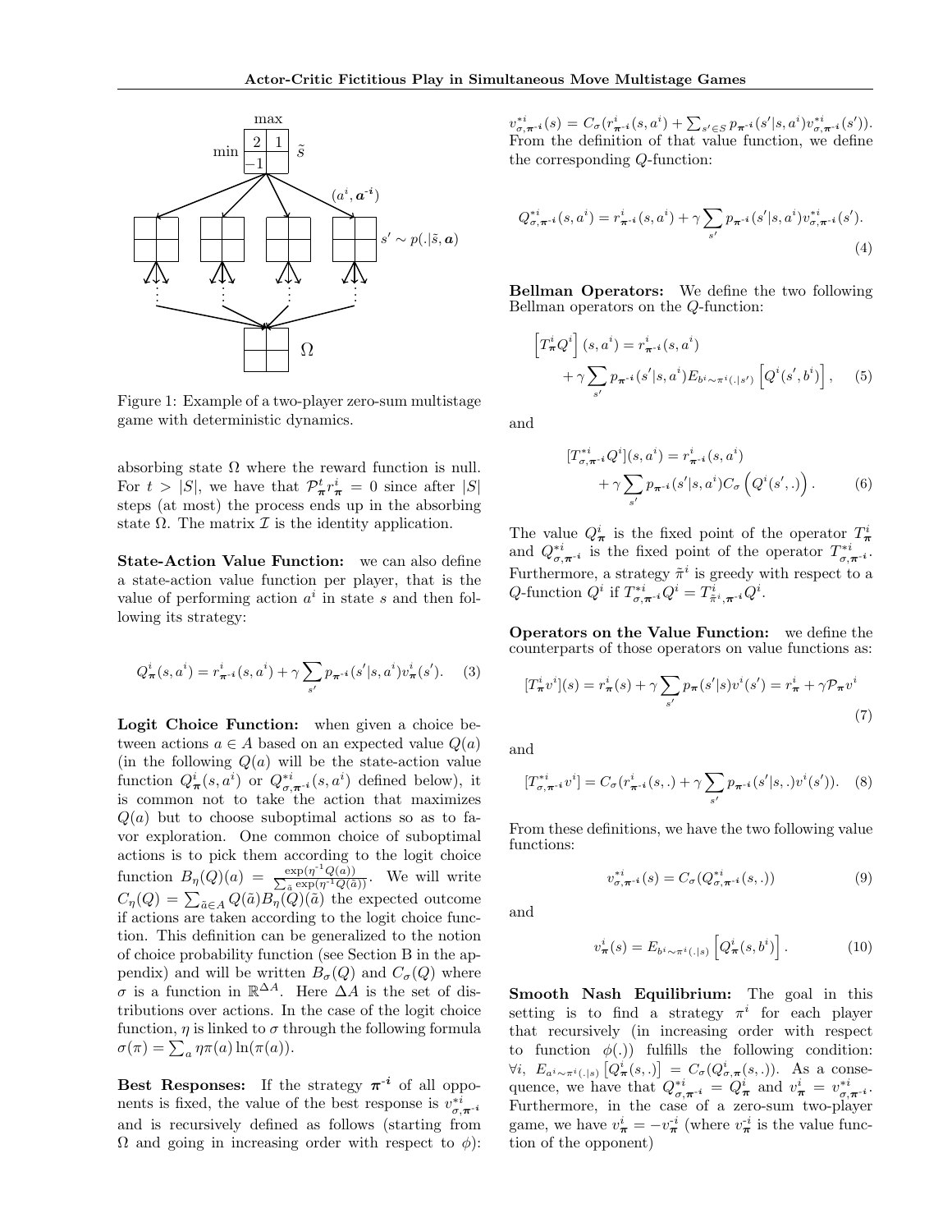Figure 1: Example of a two-player zero-sum multistage game with deterministic dynamics.

absorbing state $\Omega$ where the reward function is null. For $t > |S|$, we have that $\mathcal{P}^t_{\boldsymbol{\pi}} r^i_{\boldsymbol{\pi}} = 0$ since after $|S|$ steps (at most) the process ends up in the absorbing state $\Omega$. The matrix $\mathcal{I}$ is the identity application.

**State-Action Value Function:** we can also define a state-action value function per player, that is the value of performing action $a^i$ in state $s$ and then following its strategy:

$$Q^i_{\boldsymbol{\pi}}(s, a^i) = r^i_{\boldsymbol{\pi}^{-i}}(s, a^i) + \gamma \sum_{s'} p_{\boldsymbol{\pi}^{-i}}(s'|s, a^i) v^i_{\boldsymbol{\pi}}(s'). \quad (3)$$

**Logit Choice Function:** when given a choice between actions $a \in A$ based on an expected value $Q(a)$ (in the following $Q(a)$ will be the state-action value function $Q^i_{\boldsymbol{\pi}}(s, a^i)$ or $Q^{*i}_{\sigma,\boldsymbol{\pi}^{-i}}(s, a^i)$ defined below), it is common not to take the action that maximizes $Q(a)$ but to choose suboptimal actions so as to favor exploration. One common choice of suboptimal actions is to pick them according to the logit choice function $B_\eta(Q)(a) = \frac{\exp(\eta^{-1}Q(a))}{\sum_{\tilde{a}} \exp(\eta^{-1}Q(\tilde{a}))}$. We will write $C_\eta(Q) = \sum_{\tilde{a}\in A} Q(\tilde{a}) B_\eta(Q)(\tilde{a})$ the expected outcome if actions are taken according to the logit choice function. This definition can be generalized to the notion of choice probability function (see Section B in the appendix) and will be written $B_\sigma(Q)$ and $C_\sigma(Q)$ where $\sigma$ is a function in $\mathbb{R}^{\Delta A}$. Here $\Delta A$ is the set of distributions over actions. In the case of the logit choice function, $\eta$ is linked to $\sigma$ through the following formula $\sigma(\pi) = \sum_a \eta\pi(a)\ln(\pi(a))$.

**Best Responses:** If the strategy $\boldsymbol{\pi}^{-i}$ of all opponents is fixed, the value of the best response is $v^{*i}_{\sigma,\boldsymbol{\pi}^{-i}}$ and is recursively defined as follows (starting from $\Omega$ and going in increasing order with respect to $\phi$): $v^{*i}_{\sigma,\boldsymbol{\pi}^{-i}}(s) = C_\sigma(r^i_{\boldsymbol{\pi}^{-i}}(s, a^i) + \sum_{s'\in S} p_{\boldsymbol{\pi}^{-i}}(s'|s, a^i) v^{*i}_{\sigma,\boldsymbol{\pi}^{-i}}(s'))$. From the definition of that value function, we define the corresponding $Q$-function:

$$Q^{*i}_{\sigma,\boldsymbol{\pi}^{-i}}(s, a^i) = r^i_{\boldsymbol{\pi}^{-i}}(s, a^i) + \gamma \sum_{s'} p_{\boldsymbol{\pi}^{-i}}(s'|s, a^i) v^{*i}_{\sigma,\boldsymbol{\pi}^{-i}}(s'). \quad (4)$$

**Bellman Operators:** We define the two following Bellman operators on the $Q$-function:

$$\left[T^i_{\boldsymbol{\pi}} Q^i\right](s, a^i) = r^i_{\boldsymbol{\pi}^{-i}}(s, a^i) + \gamma \sum_{s'} p_{\boldsymbol{\pi}^{-i}}(s'|s, a^i) E_{b^i\sim\pi^i(.|s')}\left[Q^i(s', b^i)\right], \quad (5)$$

and

$$[T^{*i}_{\sigma,\boldsymbol{\pi}^{-i}} Q^i](s, a^i) = r^i_{\boldsymbol{\pi}^{-i}}(s, a^i) + \gamma \sum_{s'} p_{\boldsymbol{\pi}^{-i}}(s'|s, a^i) C_\sigma\left(Q^i(s', .)\right). \quad (6)$$

The value $Q^i_{\boldsymbol{\pi}}$ is the fixed point of the operator $T^i_{\boldsymbol{\pi}}$ and $Q^{*i}_{\sigma,\boldsymbol{\pi}^{-i}}$ is the fixed point of the operator $T^{*i}_{\sigma,\boldsymbol{\pi}^{-i}}$. Furthermore, a strategy $\tilde{\pi}^i$ is greedy with respect to a $Q$-function $Q^i$ if $T^{*i}_{\sigma,\boldsymbol{\pi}^{-i}} Q^i = T^i_{\tilde{\pi}^i,\boldsymbol{\pi}^{-i}} Q^i$.

**Operators on the Value Function:** we define the counterparts of those operators on value functions as:

$$[T^i_{\boldsymbol{\pi}} v^i](s) = r^i_{\boldsymbol{\pi}}(s) + \gamma \sum_{s'} p_{\boldsymbol{\pi}}(s'|s) v^i(s') = r^i_{\boldsymbol{\pi}} + \gamma \mathcal{P}_{\boldsymbol{\pi}} v^i \quad (7)$$

and

$$[T^{*i}_{\sigma,\boldsymbol{\pi}^{-i}} v^i] = C_\sigma(r^i_{\boldsymbol{\pi}^{-i}}(s, .) + \gamma \sum_{s'} p_{\boldsymbol{\pi}^{-i}}(s'|s, .) v^i(s')). \quad (8)$$

From these definitions, we have the two following value functions:

$$v^{*i}_{\sigma,\boldsymbol{\pi}^{-i}}(s) = C_\sigma(Q^{*i}_{\sigma,\boldsymbol{\pi}^{-i}}(s, .)) \quad (9)$$

and

$$v^i_{\boldsymbol{\pi}}(s) = E_{b^i\sim\pi^i(.|s)}\left[Q^i_{\boldsymbol{\pi}}(s, b^i)\right]. \quad (10)$$

**Smooth Nash Equilibrium:** The goal in this setting is to find a strategy $\pi^i$ for each player that recursively (in increasing order with respect to function $\phi(.)$) fulfills the following condition: $\forall i,\ E_{a^i\sim\pi^i(.|s)}\left[Q^i_{\boldsymbol{\pi}}(s, .)\right] = C_\sigma(Q^i_{\sigma,\boldsymbol{\pi}}(s, .))$. As a consequence, we have that $Q^{*i}_{\sigma,\boldsymbol{\pi}^{-i}} = Q^i_{\boldsymbol{\pi}}$ and $v^i_{\boldsymbol{\pi}} = v^{*i}_{\sigma,\boldsymbol{\pi}^{-i}}$. Furthermore, in the case of a zero-sum two-player game, we have $v^i_{\boldsymbol{\pi}} = -v^{-i}_{\boldsymbol{\pi}}$ (where $v^{-i}_{\boldsymbol{\pi}}$ is the value function of the opponent)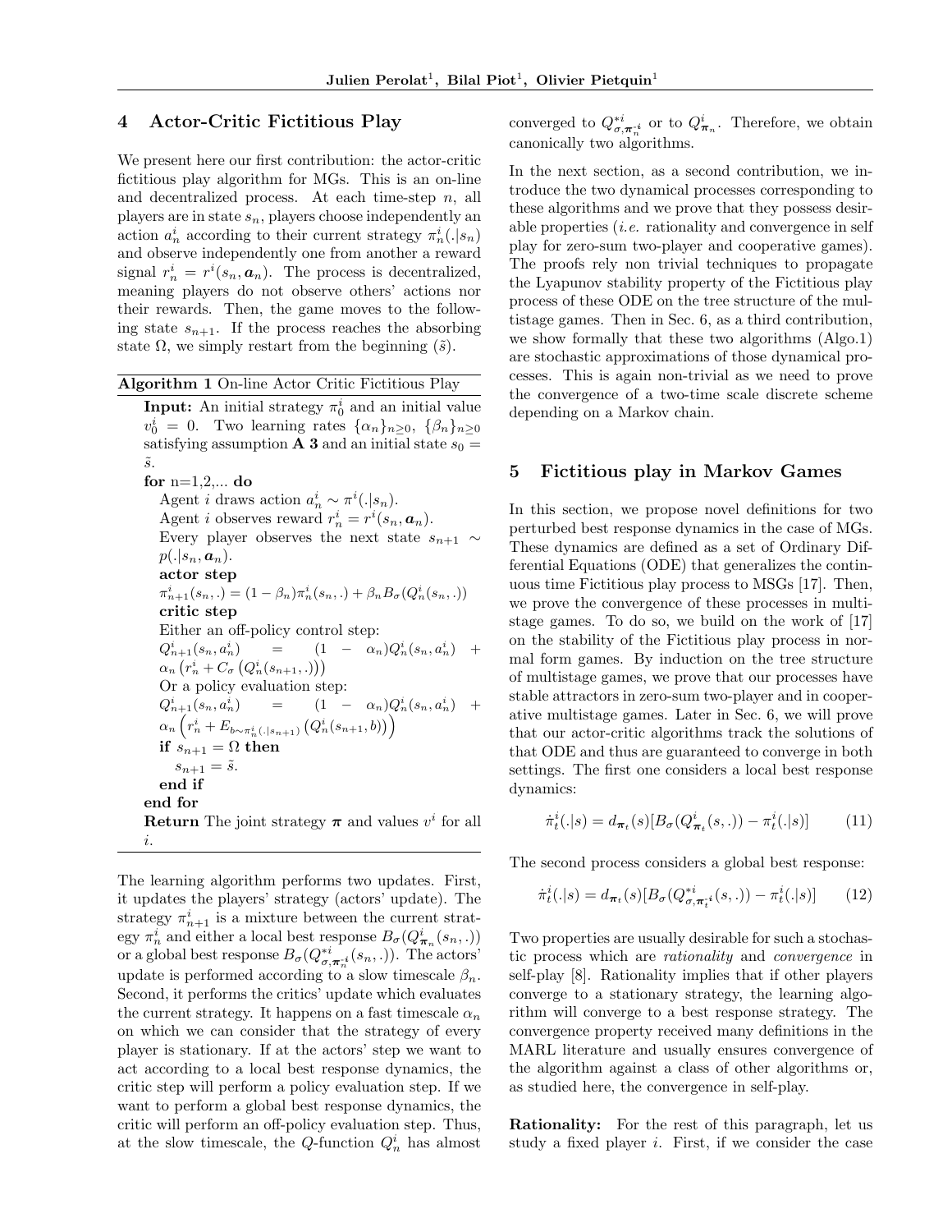## 4 Actor-Critic Fictitious Play

We present here our first contribution: the actor-critic fictitious play algorithm for MGs. This is an on-line and decentralized process. At each time-step $n$, all players are in state $s_n$, players choose independently an action $a^i_n$ according to their current strategy $\pi^i_n(.|s_n)$ and observe independently one from another a reward signal $r^i_n = r^i(s_n, \boldsymbol{a}_n)$. The process is decentralized, meaning players do not observe others' actions nor their rewards. Then, the game moves to the following state $s_{n+1}$. If the process reaches the absorbing state $\Omega$, we simply restart from the beginning ($\tilde{s}$).

**Algorithm 1** On-line Actor Critic Fictitious Play

**Input:** An initial strategy $\pi^i_0$ and an initial value $v^i_0 = 0$. Two learning rates $\{\alpha_n\}_{n\geq 0}$, $\{\beta_n\}_{n\geq 0}$ satisfying assumption **A 3** and an initial state $s_0 = \tilde{s}$.

**for** n=1,2,... **do**

  Agent $i$ draws action $a^i_n \sim \pi^i(.|s_n)$.

  Agent $i$ observes reward $r^i_n = r^i(s_n, \boldsymbol{a}_n)$.

  Every player observes the next state $s_{n+1} \sim p(.|s_n, \boldsymbol{a}_n)$.

  **actor step**

  $\pi^i_{n+1}(s_n, .) = (1-\beta_n)\pi^i_n(s_n, .) + \beta_n B_\sigma(Q^i_n(s_n, .))$

  **critic step**

  Either an off-policy control step:

  $Q^i_{n+1}(s_n, a^i_n) = (1-\alpha_n)Q^i_n(s_n, a^i_n) + \alpha_n\left(r^i_n + C_\sigma\left(Q^i_n(s_{n+1}, .)\right)\right)$

  Or a policy evaluation step:

  $Q^i_{n+1}(s_n, a^i_n) = (1-\alpha_n)Q^i_n(s_n, a^i_n) + \alpha_n\left(r^i_n + E_{b\sim\pi^i_n(.|s_{n+1})}\left(Q^i_n(s_{n+1}, b)\right)\right)$

  **if** $s_{n+1} = \Omega$ **then**

    $s_{n+1} = \tilde{s}$.

  **end if**

**end for**

**Return** The joint strategy $\boldsymbol{\pi}$ and values $v^i$ for all $i$.

The learning algorithm performs two updates. First, it updates the players' strategy (actors' update). The strategy $\pi^i_{n+1}$ is a mixture between the current strategy $\pi^i_n$ and either a local best response $B_\sigma(Q^i_{\boldsymbol{\pi}_n}(s_n, .))$ or a global best response $B_\sigma(Q^{*i}_{\sigma,\boldsymbol{\pi}^{-i}_n}(s_n, .))$. The actors' update is performed according to a slow timescale $\beta_n$. Second, it performs the critics' update which evaluates the current strategy. It happens on a fast timescale $\alpha_n$ on which we can consider that the strategy of every player is stationary. If at the actors' step we want to act according to a local best response dynamics, the critic step will perform a policy evaluation step. If we want to perform a global best response dynamics, the critic will perform an off-policy evaluation step. Thus, at the slow timescale, the $Q$-function $Q^i_n$ has almost converged to $Q^{*i}_{\sigma,\boldsymbol{\pi}^{-i}_n}$ or to $Q^i_{\boldsymbol{\pi}_n}$. Therefore, we obtain canonically two algorithms.

In the next section, as a second contribution, we introduce the two dynamical processes corresponding to these algorithms and we prove that they possess desirable properties (*i.e.* rationality and convergence in self play for zero-sum two-player and cooperative games). The proofs rely non trivial techniques to propagate the Lyapunov stability property of the Fictitious play process of these ODE on the tree structure of the multistage games. Then in Sec. 6, as a third contribution, we show formally that these two algorithms (Algo.1) are stochastic approximations of those dynamical processes. This is again non-trivial as we need to prove the convergence of a two-time scale discrete scheme depending on a Markov chain.

## 5 Fictitious play in Markov Games

In this section, we propose novel definitions for two perturbed best response dynamics in the case of MGs. These dynamics are defined as a set of Ordinary Differential Equations (ODE) that generalizes the continuous time Fictitious play process to MSGs [17]. Then, we prove the convergence of these processes in multistage games. To do so, we build on the work of [17] on the stability of the Fictitious play process in normal form games. By induction on the tree structure of multistage games, we prove that our processes have stable attractors in zero-sum two-player and in cooperative multistage games. Later in Sec. 6, we will prove that our actor-critic algorithms track the solutions of that ODE and thus are guaranteed to converge in both settings. The first one considers a local best response dynamics:

$$\dot{\pi}^i_t(.|s) = d_{\boldsymbol{\pi}_t}(s)[B_\sigma(Q^i_{\boldsymbol{\pi}_t}(s, .)) - \pi^i_t(.|s)] \qquad (11)$$

The second process considers a global best response:

$$\dot{\pi}^i_t(.|s) = d_{\boldsymbol{\pi}_t}(s)[B_\sigma(Q^{*i}_{\sigma,\boldsymbol{\pi}^{-i}_t}(s, .)) - \pi^i_t(.|s)] \qquad (12)$$

Two properties are usually desirable for such a stochastic process which are *rationality* and *convergence* in self-play [8]. Rationality implies that if other players converge to a stationary strategy, the learning algorithm will converge to a best response strategy. The convergence property received many definitions in the MARL literature and usually ensures convergence of the algorithm against a class of other algorithms or, as studied here, the convergence in self-play.

**Rationality:** For the rest of this paragraph, let us study a fixed player $i$. First, if we consider the case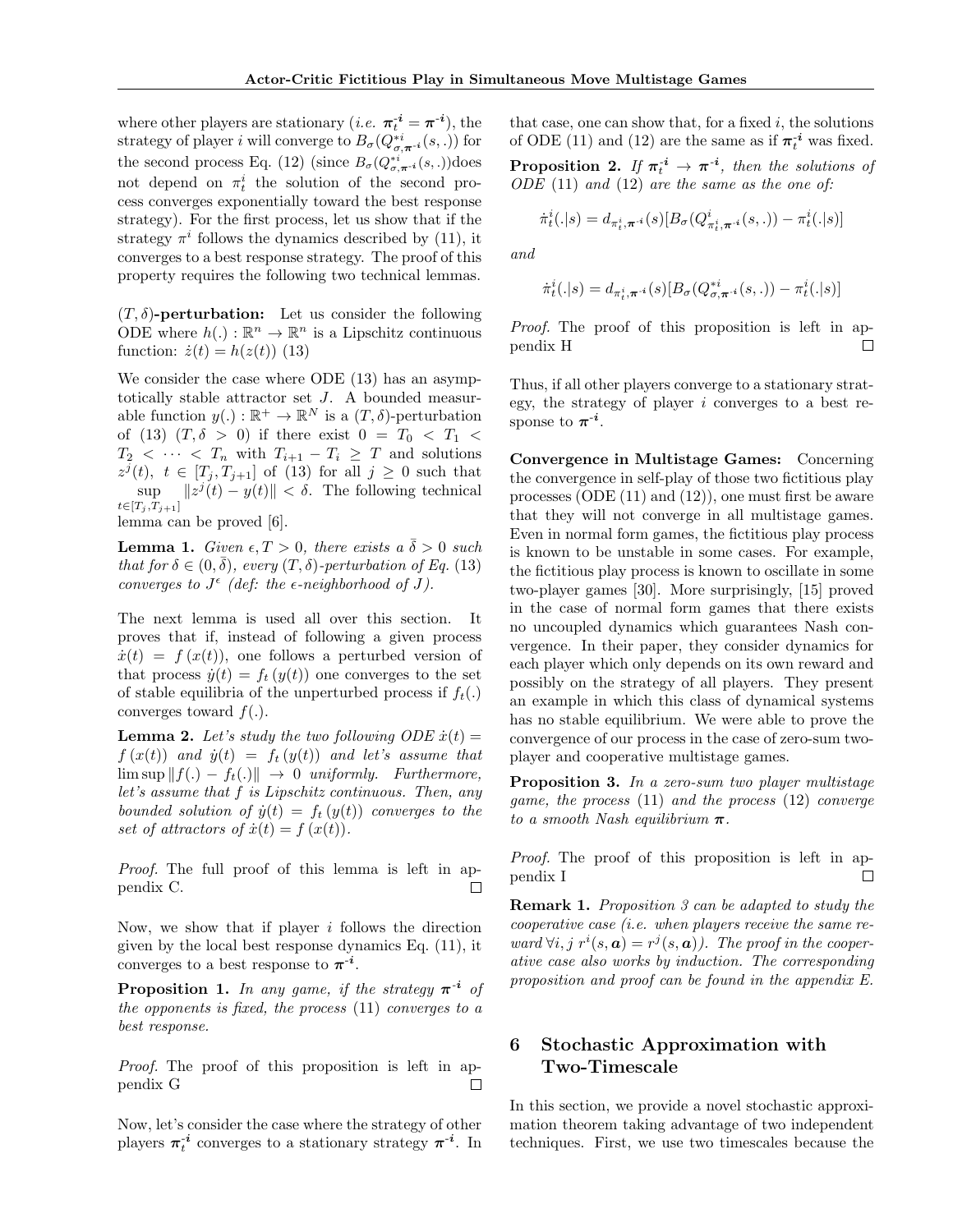where other players are stationary (*i.e.* $\boldsymbol{\pi}_t^{\boldsymbol{-i}} = \boldsymbol{\pi}^{\boldsymbol{-i}}$), the strategy of player $i$ will converge to $B_\sigma(Q^{*i}_{\sigma,\boldsymbol{\pi}^{\text{-}i}}(s,.))$ for the second process Eq. (12) (since $B_\sigma(Q^{*i}_{\sigma,\boldsymbol{\pi}^{\text{-}i}}(s,.))$does not depend on $\pi_t^i$ the solution of the second process converges exponentially toward the best response strategy). For the first process, let us show that if the strategy $\pi^i$ follows the dynamics described by (11), it converges to a best response strategy. The proof of this property requires the following two technical lemmas.

**$(T,\delta)$-perturbation:** Let us consider the following ODE where $h(.) : \mathbb{R}^n \to \mathbb{R}^n$ is a Lipschitz continuous function: $\dot{z}(t) = h(z(t))$ (13)

We consider the case where ODE (13) has an asymptotically stable attractor set $J$. A bounded measurable function $y(.) : \mathbb{R}^+ \to \mathbb{R}^N$ is a $(T,\delta)$-perturbation of (13) $(T,\delta > 0)$ if there exist $0 = T_0 < T_1 < T_2 < \cdots < T_n$ with $T_{i+1} - T_i \geq T$ and solutions $z^j(t),\ t \in [T_j, T_{j+1}]$ of (13) for all $j \geq 0$ such that $\sup_{t\in[T_j,T_{j+1}]} \|z^j(t) - y(t)\| < \delta$. The following technical lemma can be proved [6].

**Lemma 1.** *Given $\epsilon, T > 0$, there exists a $\bar{\delta} > 0$ such that for $\delta \in (0, \bar{\delta})$, every $(T,\delta)$-perturbation of Eq. (13) converges to $J^\epsilon$ (def: the $\epsilon$-neighborhood of $J$).*

The next lemma is used all over this section. It proves that if, instead of following a given process $\dot{x}(t) = f(x(t))$, one follows a perturbed version of that process $\dot{y}(t) = f_t(y(t))$ one converges to the set of stable equilibria of the unperturbed process if $f_t(.)$ converges toward $f(.)$.

**Lemma 2.** *Let's study the two following ODE $\dot{x}(t) = f(x(t))$ and $\dot{y}(t) = f_t(y(t))$ and let's assume that $\limsup \|f(.) - f_t(.)\| \to 0$ uniformly. Furthermore, let's assume that $f$ is Lipschitz continuous. Then, any bounded solution of $\dot{y}(t) = f_t(y(t))$ converges to the set of attractors of $\dot{x}(t) = f(x(t))$.*

*Proof.* The full proof of this lemma is left in appendix C. □

Now, we show that if player $i$ follows the direction given by the local best response dynamics Eq. (11), it converges to a best response to $\boldsymbol{\pi}^{\boldsymbol{-i}}$.

**Proposition 1.** *In any game, if the strategy $\boldsymbol{\pi}^{\boldsymbol{-i}}$ of the opponents is fixed, the process (11) converges to a best response.*

*Proof.* The proof of this proposition is left in appendix G □

Now, let's consider the case where the strategy of other players $\boldsymbol{\pi}_t^{\boldsymbol{-i}}$ converges to a stationary strategy $\boldsymbol{\pi}^{\boldsymbol{-i}}$. In that case, one can show that, for a fixed $i$, the solutions of ODE (11) and (12) are the same as if $\boldsymbol{\pi}_t^{\boldsymbol{-i}}$ was fixed.

**Proposition 2.** *If $\boldsymbol{\pi}_t^{\boldsymbol{-i}} \to \boldsymbol{\pi}^{\boldsymbol{-i}}$, then the solutions of ODE (11) and (12) are the same as the one of:*

$$\dot{\pi}_t^i(.|s) = d_{\pi_t^i,\boldsymbol{\pi}^{\text{-}i}}(s)[B_\sigma(Q^i_{\pi_t^i,\boldsymbol{\pi}^{\text{-}i}}(s,.)) - \pi_t^i(.|s)]$$

*and*

$$\dot{\pi}_t^i(.|s) = d_{\pi_t^i,\boldsymbol{\pi}^{\text{-}i}}(s)[B_\sigma(Q^{*i}_{\sigma,\boldsymbol{\pi}^{\text{-}i}}(s,.)) - \pi_t^i(.|s)]$$

*Proof.* The proof of this proposition is left in appendix H □

Thus, if all other players converge to a stationary strategy, the strategy of player $i$ converges to a best response to $\boldsymbol{\pi}^{\boldsymbol{-i}}$.

**Convergence in Multistage Games:** Concerning the convergence in self-play of those two fictitious play processes (ODE (11) and (12)), one must first be aware that they will not converge in all multistage games. Even in normal form games, the fictitious play process is known to be unstable in some cases. For example, the fictitious play process is known to oscillate in some two-player games [30]. More surprisingly, [15] proved in the case of normal form games that there exists no uncoupled dynamics which guarantees Nash convergence. In their paper, they consider dynamics for each player which only depends on its own reward and possibly on the strategy of all players. They present an example in which this class of dynamical systems has no stable equilibrium. We were able to prove the convergence of our process in the case of zero-sum two-player and cooperative multistage games.

**Proposition 3.** *In a zero-sum two player multistage game, the process (11) and the process (12) converge to a smooth Nash equilibrium $\boldsymbol{\pi}$.*

*Proof.* The proof of this proposition is left in appendix I □

**Remark 1.** *Proposition 3 can be adapted to study the cooperative case (i.e. when players receive the same reward $\forall i, j\ r^i(s,\boldsymbol{a}) = r^j(s,\boldsymbol{a})$). The proof in the cooperative case also works by induction. The corresponding proposition and proof can be found in the appendix E.*

## 6 Stochastic Approximation with Two-Timescale

In this section, we provide a novel stochastic approximation theorem taking advantage of two independent techniques. First, we use two timescales because the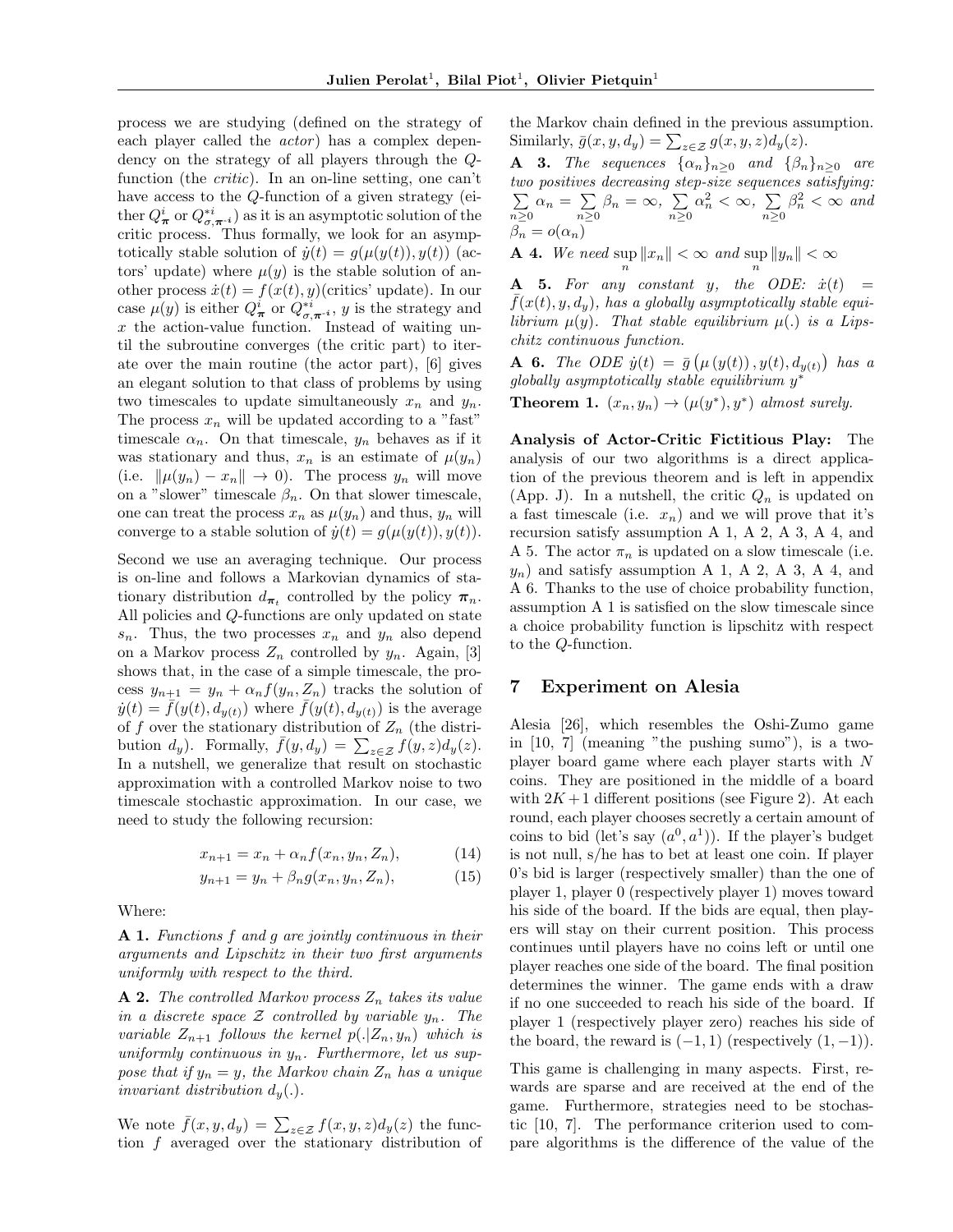process we are studying (defined on the strategy of each player called the *actor*) has a complex dependency on the strategy of all players through the $Q$-function (the *critic*). In an on-line setting, one can't have access to the $Q$-function of a given strategy (either $Q^i_{\boldsymbol{\pi}}$ or $Q^{*i}_{\sigma,\boldsymbol{\pi}^{-i}}$) as it is an asymptotic solution of the critic process. Thus formally, we look for an asymptotically stable solution of $\dot{y}(t) = g(\mu(y(t)), y(t))$ (actors' update) where $\mu(y)$ is the stable solution of another process $\dot{x}(t) = f(x(t), y)$(critics' update). In our case $\mu(y)$ is either $Q^i_{\boldsymbol{\pi}}$ or $Q^{*i}_{\sigma,\boldsymbol{\pi}^{-i}}$, $y$ is the strategy and $x$ the action-value function. Instead of waiting until the subroutine converges (the critic part) to iterate over the main routine (the actor part), [6] gives an elegant solution to that class of problems by using two timescales to update simultaneously $x_n$ and $y_n$. The process $x_n$ will be updated according to a "fast" timescale $\alpha_n$. On that timescale, $y_n$ behaves as if it was stationary and thus, $x_n$ is an estimate of $\mu(y_n)$ (i.e. $\|\mu(y_n) - x_n\| \to 0$). The process $y_n$ will move on a "slower" timescale $\beta_n$. On that slower timescale, one can treat the process $x_n$ as $\mu(y_n)$ and thus, $y_n$ will converge to a stable solution of $\dot{y}(t) = g(\mu(y(t)), y(t))$.

Second we use an averaging technique. Our process is on-line and follows a Markovian dynamics of stationary distribution $d_{\boldsymbol{\pi}_t}$ controlled by the policy $\boldsymbol{\pi}_n$. All policies and $Q$-functions are only updated on state $s_n$. Thus, the two processes $x_n$ and $y_n$ also depend on a Markov process $Z_n$ controlled by $y_n$. Again, [3] shows that, in the case of a simple timescale, the process $y_{n+1} = y_n + \alpha_n f(y_n, Z_n)$ tracks the solution of $\dot{y}(t) = \bar{f}(y(t), d_{y(t)})$ where $\bar{f}(y(t), d_{y(t)})$ is the average of $f$ over the stationary distribution of $Z_n$ (the distribution $d_y$). Formally, $\bar{f}(y, d_y) = \sum_{z\in\mathcal{Z}} f(y, z) d_y(z)$. In a nutshell, we generalize that result on stochastic approximation with a controlled Markov noise to two timescale stochastic approximation. In our case, we need to study the following recursion:

$$x_{n+1} = x_n + \alpha_n f(x_n, y_n, Z_n), \tag{14}$$

$$y_{n+1} = y_n + \beta_n g(x_n, y_n, Z_n), \tag{15}$$

Where:

**A 1.** *Functions $f$ and $g$ are jointly continuous in their arguments and Lipschitz in their two first arguments uniformly with respect to the third.*

**A 2.** *The controlled Markov process $Z_n$ takes its value in a discrete space $\mathcal{Z}$ controlled by variable $y_n$. The variable $Z_{n+1}$ follows the kernel $p(.|Z_n, y_n)$ which is uniformly continuous in $y_n$. Furthermore, let us suppose that if $y_n = y$, the Markov chain $Z_n$ has a unique invariant distribution $d_y(.)$.*

We note $\bar{f}(x, y, d_y) = \sum_{z\in\mathcal{Z}} f(x, y, z) d_y(z)$ the function $f$ averaged over the stationary distribution of the Markov chain defined in the previous assumption. Similarly, $\bar{g}(x, y, d_y) = \sum_{z\in\mathcal{Z}} g(x, y, z) d_y(z)$.

**A 3.** *The sequences $\{\alpha_n\}_{n\geq 0}$ and $\{\beta_n\}_{n\geq 0}$ are two positives decreasing step-size sequences satisfying: $\sum_{n\geq 0} \alpha_n = \sum_{n\geq 0} \beta_n = \infty$, $\sum_{n\geq 0} \alpha_n^2 < \infty$, $\sum_{n\geq 0} \beta_n^2 < \infty$ and $\beta_n = o(\alpha_n)$*

**A 4.** *We need $\sup_n \|x_n\| < \infty$ and $\sup_n \|y_n\| < \infty$*

**A 5.** *For any constant $y$, the ODE: $\dot{x}(t) = \bar{f}(x(t), y, d_y)$, has a globally asymptotically stable equilibrium $\mu(y)$. That stable equilibrium $\mu(.)$ is a Lipschitz continuous function.*

**A 6.** *The ODE $\dot{y}(t) = \bar{g}\left(\mu\left(y(t)\right), y(t), d_{y(t)}\right)$ has a globally asymptotically stable equilibrium $y^*$*

**Theorem 1.** *$(x_n, y_n) \to (\mu(y^*), y^*)$ almost surely.*

**Analysis of Actor-Critic Fictitious Play:** The analysis of our two algorithms is a direct application of the previous theorem and is left in appendix (App. J). In a nutshell, the critic $Q_n$ is updated on a fast timescale (i.e. $x_n$) and we will prove that it's recursion satisfy assumption A 1, A 2, A 3, A 4, and A 5. The actor $\pi_n$ is updated on a slow timescale (i.e. $y_n$) and satisfy assumption A 1, A 2, A 3, A 4, and A 6. Thanks to the use of choice probability function, assumption A 1 is satisfied on the slow timescale since a choice probability function is lipschitz with respect to the $Q$-function.

## 7 Experiment on Alesia

Alesia [26], which resembles the Oshi-Zumo game in [10, 7] (meaning "the pushing sumo"), is a two-player board game where each player starts with $N$ coins. They are positioned in the middle of a board with $2K+1$ different positions (see Figure 2). At each round, each player chooses secretly a certain amount of coins to bid (let's say $(a^0, a^1)$). If the player's budget is not null, s/he has to bet at least one coin. If player 0's bid is larger (respectively smaller) than the one of player 1, player 0 (respectively player 1) moves toward his side of the board. If the bids are equal, then players will stay on their current position. This process continues until players have no coins left or until one player reaches one side of the board. The final position determines the winner. The game ends with a draw if no one succeeded to reach his side of the board. If player 1 (respectively player zero) reaches his side of the board, the reward is $(-1, 1)$ (respectively $(1, -1)$).

This game is challenging in many aspects. First, rewards are sparse and are received at the end of the game. Furthermore, strategies need to be stochastic [10, 7]. The performance criterion used to compare algorithms is the difference of the value of the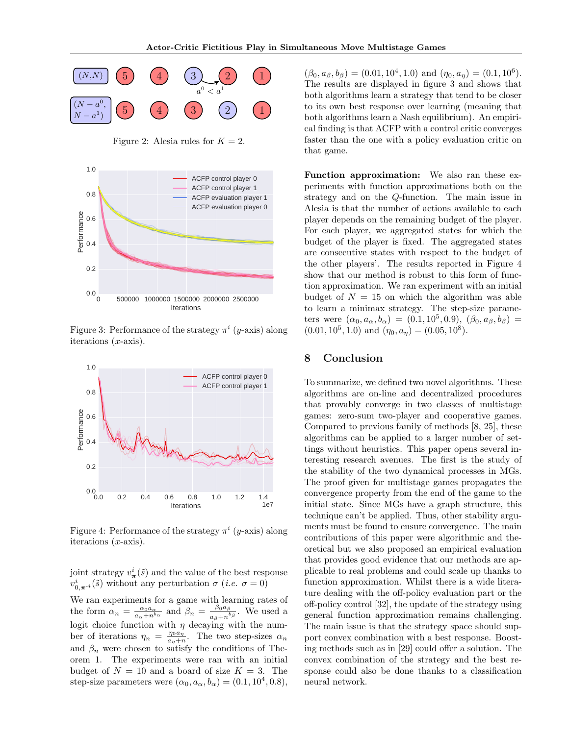Figure 2: Alesia rules for $K = 2$.

Figure 3: Performance of the strategy $\pi^i$ ($y$-axis) along iterations ($x$-axis).

Figure 4: Performance of the strategy $\pi^i$ ($y$-axis) along iterations ($x$-axis).

joint strategy $v^i_{\boldsymbol{\pi}}(\tilde{s})$ and the value of the best response $v^i_{0,\boldsymbol{\pi}^{-i}}(\tilde{s})$ without any perturbation $\sigma$ (*i.e.* $\sigma = 0$)

We ran experiments for a game with learning rates of the form $\alpha_n = \frac{\alpha_0 a_\alpha}{a_\alpha + n^{b_\alpha}}$ and $\beta_n = \frac{\beta_0 a_\beta}{a_\beta + n^{b_\beta}}$. We used a logit choice function with $\eta$ decaying with the number of iterations $\eta_n = \frac{\eta_0 a_\eta}{a_\eta + n}$. The two step-sizes $\alpha_n$ and $\beta_n$ were chosen to satisfy the conditions of Theorem 1. The experiments were ran with an initial budget of $N = 10$ and a board of size $K = 3$. The step-size parameters were $(\alpha_0, a_\alpha, b_\alpha) = (0.1, 10^4, 0.8)$, $(\beta_0, a_\beta, b_\beta) = (0.01, 10^4, 1.0)$ and $(\eta_0, a_\eta) = (0.1, 10^6)$. The results are displayed in figure 3 and shows that both algorithms learn a strategy that tend to be closer to its own best response over learning (meaning that both algorithms learn a Nash equilibrium). An empirical finding is that ACFP with a control critic converges faster than the one with a policy evaluation critic on that game.

**Function approximation:** We also ran these experiments with function approximations both on the strategy and on the $Q$-function. The main issue in Alesia is that the number of actions available to each player depends on the remaining budget of the player. For each player, we aggregated states for which the budget of the player is fixed. The aggregated states are consecutive states with respect to the budget of the other players'. The results reported in Figure 4 show that our method is robust to this form of function approximation. We ran experiment with an initial budget of $N = 15$ on which the algorithm was able to learn a minimax strategy. The step-size parameters were $(\alpha_0, a_\alpha, b_\alpha) = (0.1, 10^5, 0.9)$, $(\beta_0, a_\beta, b_\beta) = (0.01, 10^5, 1.0)$ and $(\eta_0, a_\eta) = (0.05, 10^8)$.

## 8 Conclusion

To summarize, we defined two novel algorithms. These algorithms are on-line and decentralized procedures that provably converge in two classes of multistage games: zero-sum two-player and cooperative games. Compared to previous family of methods [8, 25], these algorithms can be applied to a larger number of settings without heuristics. This paper opens several interesting research avenues. The first is the study of the stability of the two dynamical processes in MGs. The proof given for multistage games propagates the convergence property from the end of the game to the initial state. Since MGs have a graph structure, this technique can't be applied. Thus, other stability arguments must be found to ensure convergence. The main contributions of this paper were algorithmic and theoretical but we also proposed an empirical evaluation that provides good evidence that our methods are applicable to real problems and could scale up thanks to function approximation. Whilst there is a wide literature dealing with the off-policy evaluation part or the off-policy control [32], the update of the strategy using general function approximation remains challenging. The main issue is that the strategy space should support convex combination with a best response. Boosting methods such as in [29] could offer a solution. The convex combination of the strategy and the best response could also be done thanks to a classification neural network.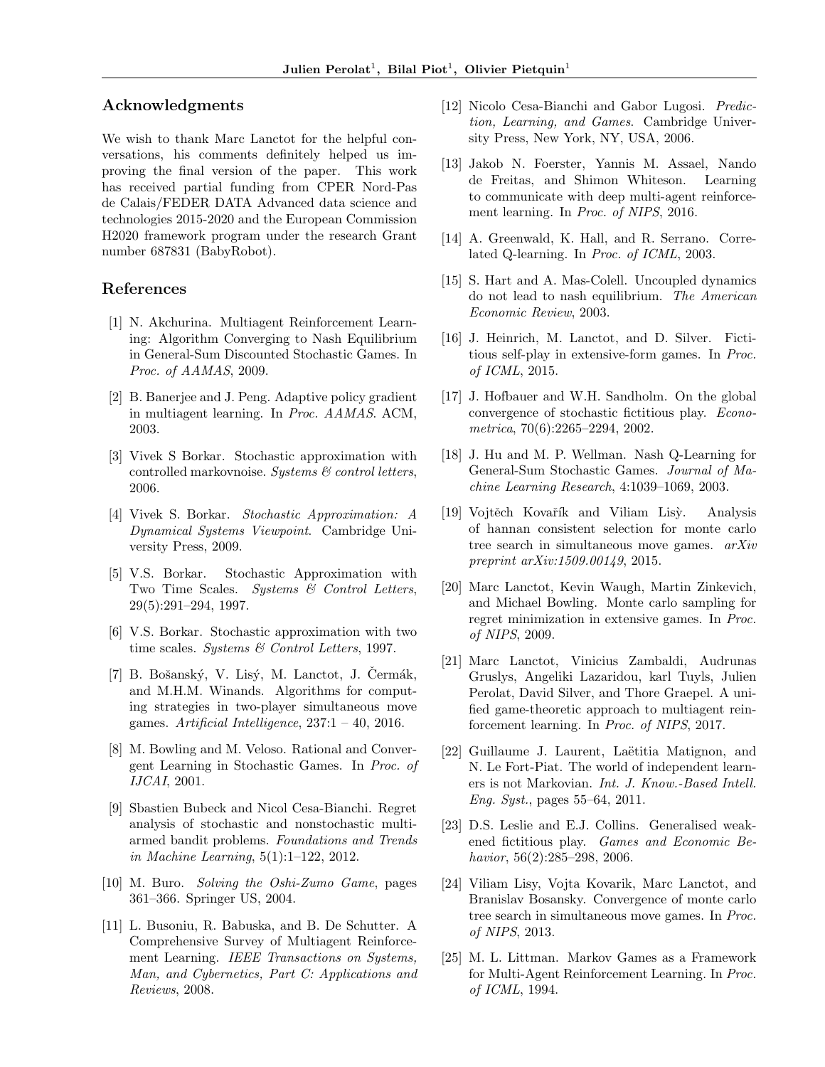## Acknowledgments

We wish to thank Marc Lanctot for the helpful conversations, his comments definitely helped us improving the final version of the paper. This work has received partial funding from CPER Nord-Pas de Calais/FEDER DATA Advanced data science and technologies 2015-2020 and the European Commission H2020 framework program under the research Grant number 687831 (BabyRobot).

## References

[1] N. Akchurina. Multiagent Reinforcement Learning: Algorithm Converging to Nash Equilibrium in General-Sum Discounted Stochastic Games. In *Proc. of AAMAS*, 2009.

[2] B. Banerjee and J. Peng. Adaptive policy gradient in multiagent learning. In *Proc. AAMAS*. ACM, 2003.

[3] Vivek S Borkar. Stochastic approximation with controlled markovnoise. *Systems & control letters*, 2006.

[4] Vivek S. Borkar. *Stochastic Approximation: A Dynamical Systems Viewpoint*. Cambridge University Press, 2009.

[5] V.S. Borkar. Stochastic Approximation with Two Time Scales. *Systems & Control Letters*, 29(5):291–294, 1997.

[6] V.S. Borkar. Stochastic approximation with two time scales. *Systems & Control Letters*, 1997.

[7] B. Bošanský, V. Lisý, M. Lanctot, J. Čermák, and M.H.M. Winands. Algorithms for computing strategies in two-player simultaneous move games. *Artificial Intelligence*, 237:1 – 40, 2016.

[8] M. Bowling and M. Veloso. Rational and Convergent Learning in Stochastic Games. In *Proc. of IJCAI*, 2001.

[9] Sbastien Bubeck and Nicol Cesa-Bianchi. Regret analysis of stochastic and nonstochastic multi-armed bandit problems. *Foundations and Trends in Machine Learning*, 5(1):1–122, 2012.

[10] M. Buro. *Solving the Oshi-Zumo Game*, pages 361–366. Springer US, 2004.

[11] L. Busoniu, R. Babuska, and B. De Schutter. A Comprehensive Survey of Multiagent Reinforcement Learning. *IEEE Transactions on Systems, Man, and Cybernetics, Part C: Applications and Reviews*, 2008.

[12] Nicolo Cesa-Bianchi and Gabor Lugosi. *Prediction, Learning, and Games*. Cambridge University Press, New York, NY, USA, 2006.

[13] Jakob N. Foerster, Yannis M. Assael, Nando de Freitas, and Shimon Whiteson. Learning to communicate with deep multi-agent reinforcement learning. In *Proc. of NIPS*, 2016.

[14] A. Greenwald, K. Hall, and R. Serrano. Correlated Q-learning. In *Proc. of ICML*, 2003.

[15] S. Hart and A. Mas-Colell. Uncoupled dynamics do not lead to nash equilibrium. *The American Economic Review*, 2003.

[16] J. Heinrich, M. Lanctot, and D. Silver. Fictitious self-play in extensive-form games. In *Proc. of ICML*, 2015.

[17] J. Hofbauer and W.H. Sandholm. On the global convergence of stochastic fictitious play. *Econometrica*, 70(6):2265–2294, 2002.

[18] J. Hu and M. P. Wellman. Nash Q-Learning for General-Sum Stochastic Games. *Journal of Machine Learning Research*, 4:1039–1069, 2003.

[19] Vojtěch Kovařík and Viliam Lisỳ. Analysis of hannan consistent selection for monte carlo tree search in simultaneous move games. *arXiv preprint arXiv:1509.00149*, 2015.

[20] Marc Lanctot, Kevin Waugh, Martin Zinkevich, and Michael Bowling. Monte carlo sampling for regret minimization in extensive games. In *Proc. of NIPS*, 2009.

[21] Marc Lanctot, Vinicius Zambaldi, Audrunas Gruslys, Angeliki Lazaridou, karl Tuyls, Julien Perolat, David Silver, and Thore Graepel. A unified game-theoretic approach to multiagent reinforcement learning. In *Proc. of NIPS*, 2017.

[22] Guillaume J. Laurent, Laëtitia Matignon, and N. Le Fort-Piat. The world of independent learners is not Markovian. *Int. J. Know.-Based Intell. Eng. Syst.*, pages 55–64, 2011.

[23] D.S. Leslie and E.J. Collins. Generalised weakened fictitious play. *Games and Economic Behavior*, 56(2):285–298, 2006.

[24] Viliam Lisy, Vojta Kovarik, Marc Lanctot, and Branislav Bosansky. Convergence of monte carlo tree search in simultaneous move games. In *Proc. of NIPS*, 2013.

[25] M. L. Littman. Markov Games as a Framework for Multi-Agent Reinforcement Learning. In *Proc. of ICML*, 1994.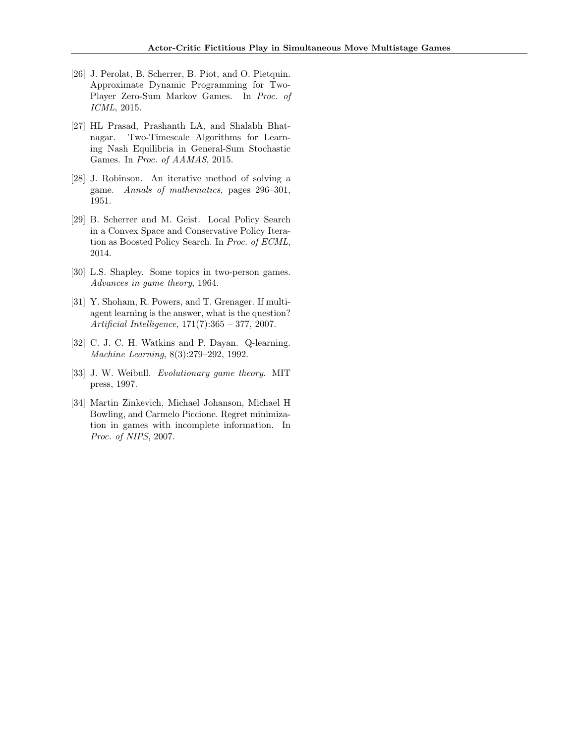[26] J. Perolat, B. Scherrer, B. Piot, and O. Pietquin. Approximate Dynamic Programming for Two-Player Zero-Sum Markov Games. In *Proc. of ICML*, 2015.

[27] HL Prasad, Prashanth LA, and Shalabh Bhatnagar. Two-Timescale Algorithms for Learning Nash Equilibria in General-Sum Stochastic Games. In *Proc. of AAMAS*, 2015.

[28] J. Robinson. An iterative method of solving a game. *Annals of mathematics*, pages 296–301, 1951.

[29] B. Scherrer and M. Geist. Local Policy Search in a Convex Space and Conservative Policy Iteration as Boosted Policy Search. In *Proc. of ECML*, 2014.

[30] L.S. Shapley. Some topics in two-person games. *Advances in game theory*, 1964.

[31] Y. Shoham, R. Powers, and T. Grenager. If multi-agent learning is the answer, what is the question? *Artificial Intelligence*, 171(7):365 – 377, 2007.

[32] C. J. C. H. Watkins and P. Dayan. Q-learning. *Machine Learning*, 8(3):279–292, 1992.

[33] J. W. Weibull. *Evolutionary game theory*. MIT press, 1997.

[34] Martin Zinkevich, Michael Johanson, Michael H Bowling, and Carmelo Piccione. Regret minimization in games with incomplete information. In *Proc. of NIPS*, 2007.